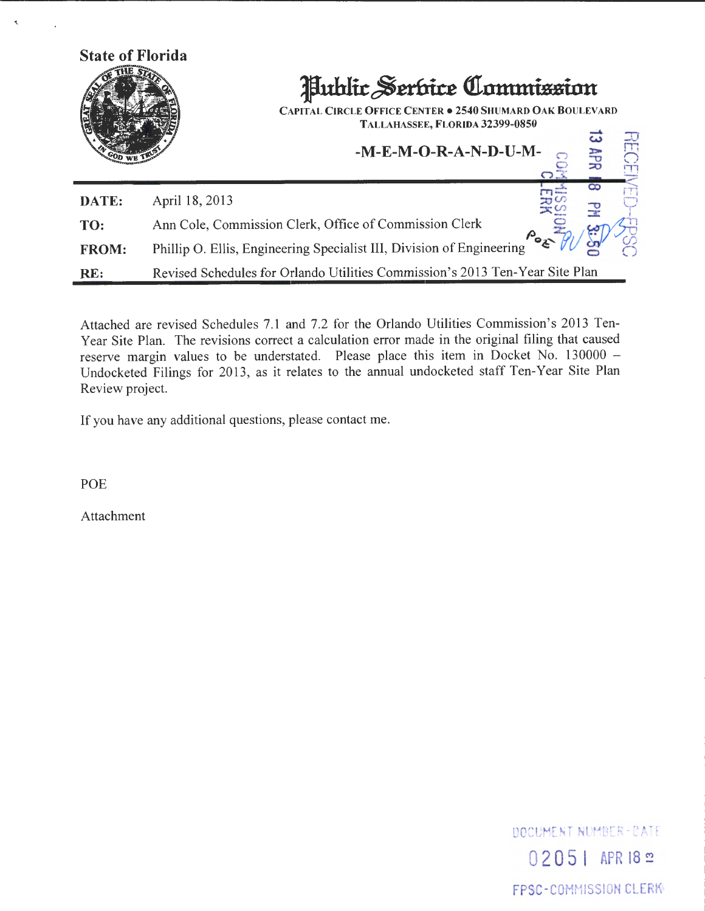State of Florida

# Public Service Commission

CAPITAL CIRCLE OFFICE CENTER • 2540 SHUMARD OAK BOULEVARD
TALLAHASSEE, FLORIDA 32399-0850

**-M-E-M-O-R-A-N-D-U-M-**

RECEIVED-FPSC
13 APR 18 PM 3:50
COMMISSION CLERK

| | |
|---|---|
| **DATE:** | April 18, 2013 |
| **TO:** | Ann Cole, Commission Clerk, Office of Commission Clerk |
| **FROM:** | Phillip O. Ellis, Engineering Specialist III, Division of Engineering POE |
| **RE:** | Revised Schedules for Orlando Utilities Commission's 2013 Ten-Year Site Plan |

Attached are revised Schedules 7.1 and 7.2 for the Orlando Utilities Commission's 2013 Ten-Year Site Plan. The revisions correct a calculation error made in the original filing that caused reserve margin values to be understated. Please place this item in Docket No. 130000 – Undocketed Filings for 2013, as it relates to the annual undocketed staff Ten-Year Site Plan Review project.

If you have any additional questions, please contact me.

POE

Attachment

DOCUMENT NUMBER-DATE
02051 APR 18 ≌
FPSC-COMMISSION CLERK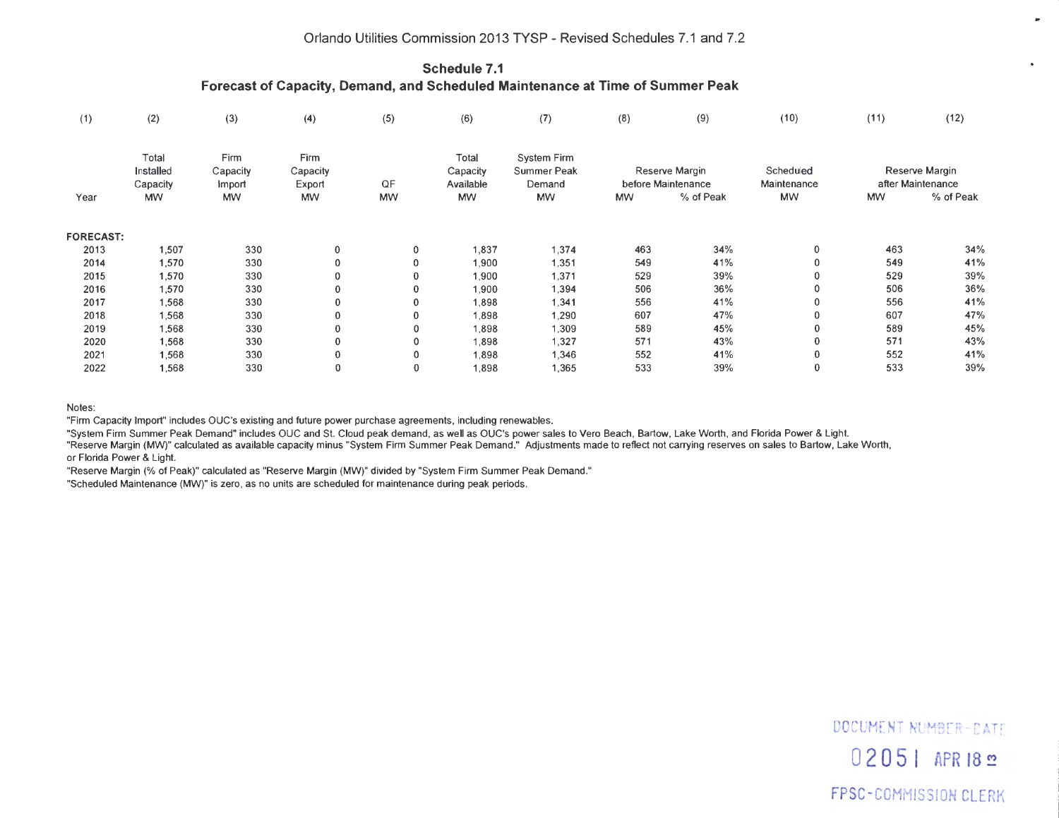Orlando Utilities Commission 2013 TYSP - Revised Schedules 7.1 and 7.2

## Schedule 7.1
### Forecast of Capacity, Demand, and Scheduled Maintenance at Time of Summer Peak

| (1) | (2) | (3) | (4) | (5) | (6) | (7) | (8) | (9) | (10) | (11) | (12) |
|---|---|---|---|---|---|---|---|---|---|---|---|
| | Total Installed Capacity | Firm Capacity Import | Firm Capacity Export | QF | Total Capacity Available | System Firm Summer Peak Demand | Reserve Margin before Maintenance | | Scheduled Maintenance | Reserve Margin after Maintenance | |
| Year | MW | MW | MW | MW | MW | MW | MW | % of Peak | MW | MW | % of Peak |
| **FORECAST:** | | | | | | | | | | | |
| 2013 | 1,507 | 330 | 0 | 0 | 1,837 | 1,374 | 463 | 34% | 0 | 463 | 34% |
| 2014 | 1,570 | 330 | 0 | 0 | 1,900 | 1,351 | 549 | 41% | 0 | 549 | 41% |
| 2015 | 1,570 | 330 | 0 | 0 | 1,900 | 1,371 | 529 | 39% | 0 | 529 | 39% |
| 2016 | 1,570 | 330 | 0 | 0 | 1,900 | 1,394 | 506 | 36% | 0 | 506 | 36% |
| 2017 | 1,568 | 330 | 0 | 0 | 1,898 | 1,341 | 556 | 41% | 0 | 556 | 41% |
| 2018 | 1,568 | 330 | 0 | 0 | 1,898 | 1,290 | 607 | 47% | 0 | 607 | 47% |
| 2019 | 1,568 | 330 | 0 | 0 | 1,898 | 1,309 | 589 | 45% | 0 | 589 | 45% |
| 2020 | 1,568 | 330 | 0 | 0 | 1,898 | 1,327 | 571 | 43% | 0 | 571 | 43% |
| 2021 | 1,568 | 330 | 0 | 0 | 1,898 | 1,346 | 552 | 41% | 0 | 552 | 41% |
| 2022 | 1,568 | 330 | 0 | 0 | 1,898 | 1,365 | 533 | 39% | 0 | 533 | 39% |

Notes:

"Firm Capacity Import" includes OUC's existing and future power purchase agreements, including renewables.

"System Firm Summer Peak Demand" includes OUC and St. Cloud peak demand, as well as OUC's power sales to Vero Beach, Bartow, Lake Worth, and Florida Power & Light.

"Reserve Margin (MW)" calculated as available capacity minus "System Firm Summer Peak Demand." Adjustments made to reflect not carrying reserves on sales to Bartow, Lake Worth, or Florida Power & Light.

"Reserve Margin (% of Peak)" calculated as "Reserve Margin (MW)" divided by "System Firm Summer Peak Demand."

"Scheduled Maintenance (MW)" is zero, as no units are scheduled for maintenance during peak periods.

DOCUMENT NUMBER-DATE

02051 APR 18 ≌

FPSC-COMMISSION CLERK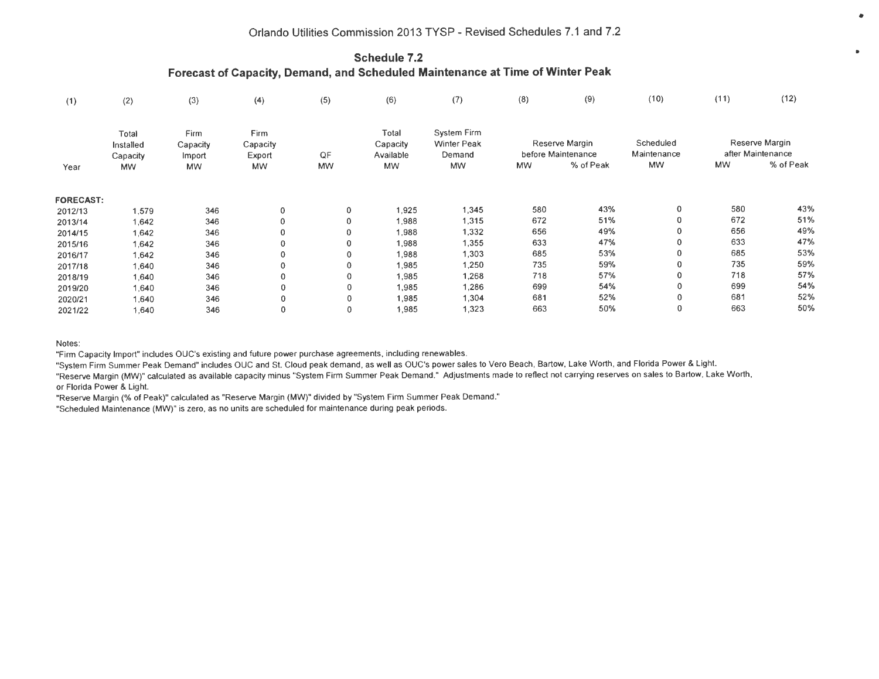Orlando Utilities Commission 2013 TYSP - Revised Schedules 7.1 and 7.2

## Schedule 7.2
### Forecast of Capacity, Demand, and Scheduled Maintenance at Time of Winter Peak

| (1) | (2) | (3) | (4) | (5) | (6) | (7) | (8) | (9) | (10) | (11) | (12) |
|---|---|---|---|---|---|---|---|---|---|---|---|
| | Total Installed Capacity | Firm Capacity Import | Firm Capacity Export | QF | Total Capacity Available | System Firm Winter Peak Demand | Reserve Margin before Maintenance | | Scheduled Maintenance | Reserve Margin after Maintenance | |
| Year | MW | MW | MW | MW | MW | MW | MW | % of Peak | MW | MW | % of Peak |
| **FORECAST:** | | | | | | | | | | | |
| 2012/13 | 1,579 | 346 | 0 | 0 | 1,925 | 1,345 | 580 | 43% | 0 | 580 | 43% |
| 2013/14 | 1,642 | 346 | 0 | 0 | 1,988 | 1,315 | 672 | 51% | 0 | 672 | 51% |
| 2014/15 | 1,642 | 346 | 0 | 0 | 1,988 | 1,332 | 656 | 49% | 0 | 656 | 49% |
| 2015/16 | 1,642 | 346 | 0 | 0 | 1,988 | 1,355 | 633 | 47% | 0 | 633 | 47% |
| 2016/17 | 1,642 | 346 | 0 | 0 | 1,988 | 1,303 | 685 | 53% | 0 | 685 | 53% |
| 2017/18 | 1,640 | 346 | 0 | 0 | 1,985 | 1,250 | 735 | 59% | 0 | 735 | 59% |
| 2018/19 | 1,640 | 346 | 0 | 0 | 1,985 | 1,268 | 718 | 57% | 0 | 718 | 57% |
| 2019/20 | 1,640 | 346 | 0 | 0 | 1,985 | 1,286 | 699 | 54% | 0 | 699 | 54% |
| 2020/21 | 1,640 | 346 | 0 | 0 | 1,985 | 1,304 | 681 | 52% | 0 | 681 | 52% |
| 2021/22 | 1,640 | 346 | 0 | 0 | 1,985 | 1,323 | 663 | 50% | 0 | 663 | 50% |

Notes:

"Firm Capacity Import" includes OUC's existing and future power purchase agreements, including renewables.

"System Firm Summer Peak Demand" includes OUC and St. Cloud peak demand, as well as OUC's power sales to Vero Beach, Bartow, Lake Worth, and Florida Power & Light.

"Reserve Margin (MW)" calculated as available capacity minus "System Firm Summer Peak Demand." Adjustments made to reflect not carrying reserves on sales to Bartow, Lake Worth, or Florida Power & Light.

"Reserve Margin (% of Peak)" calculated as "Reserve Margin (MW)" divided by "System Firm Summer Peak Demand."

"Scheduled Maintenance (MW)" is zero, as no units are scheduled for maintenance during peak periods.